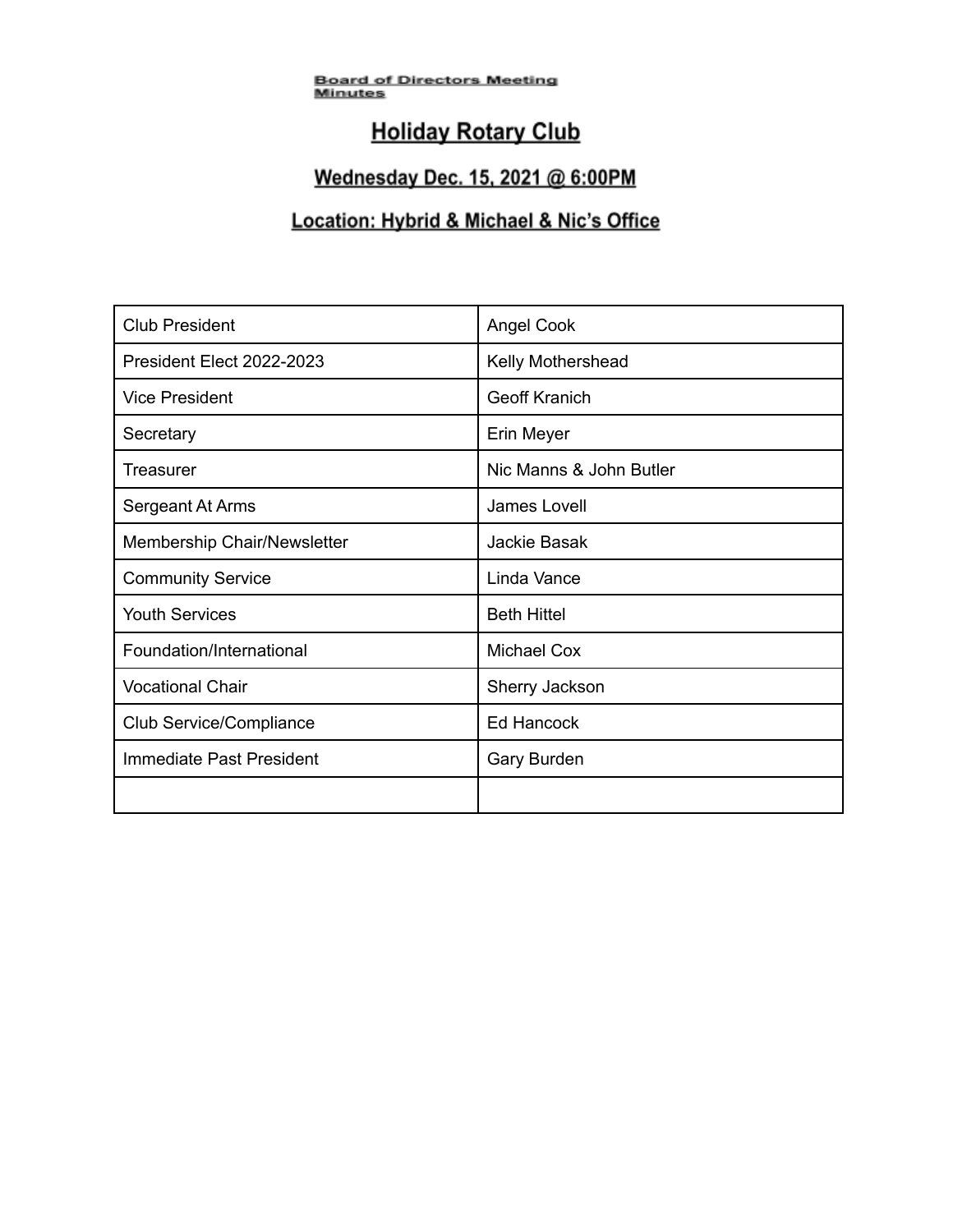**Board of Directors Meeting Minutes**

# Holiday Rotary Club

## Wednesday Dec. 15, 2021 @ 6:00PM

## Location: Hybrid & Michael & Nic's Office

| Club President | Angel Cook |
|---|---|
| President Elect 2022-2023 | Kelly Mothershead |
| Vice President | Geoff Kranich |
| Secretary | Erin Meyer |
| Treasurer | Nic Manns & John Butler |
| Sergeant At Arms | James Lovell |
| Membership Chair/Newsletter | Jackie Basak |
| Community Service | Linda Vance |
| Youth Services | Beth Hittel |
| Foundation/International | Michael Cox |
| Vocational Chair | Sherry Jackson |
| Club Service/Compliance | Ed Hancock |
| Immediate Past President | Gary Burden |
| | |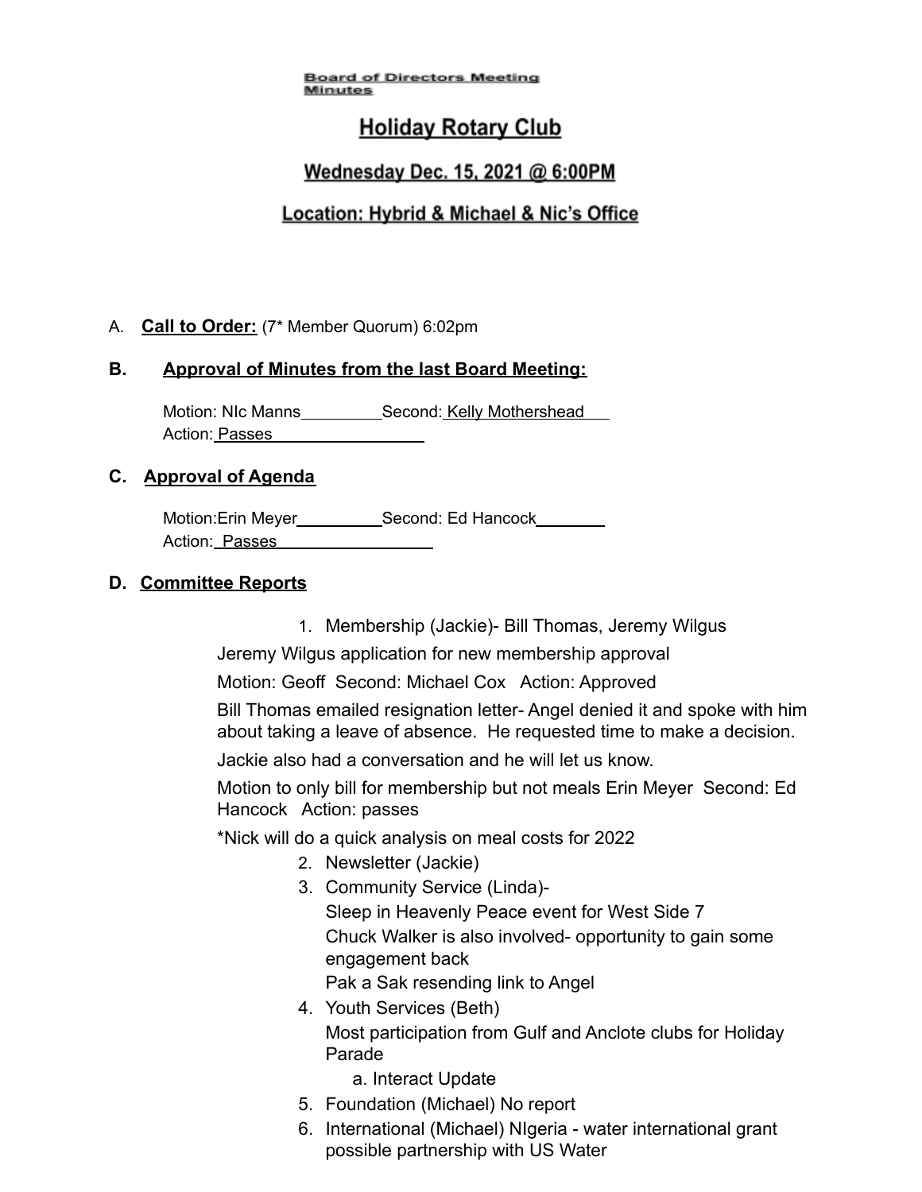**Board of Directors Meeting Minutes**

# Holiday Rotary Club

## Wednesday Dec. 15, 2021 @ 6:00PM

## Location: Hybrid & Michael & Nic's Office

A. **Call to Order:** (7* Member Quorum) 6:02pm

**B. Approval of Minutes from the last Board Meeting:**

Motion: NIc Manns Second: Kelly Mothershead
Action: Passes

**C. Approval of Agenda**

Motion:Erin Meyer Second: Ed Hancock
Action: Passes

**D. Committee Reports**

1. Membership (Jackie)- Bill Thomas, Jeremy Wilgus

Jeremy Wilgus application for new membership approval

Motion: Geoff Second: Michael Cox Action: Approved

Bill Thomas emailed resignation letter- Angel denied it and spoke with him about taking a leave of absence. He requested time to make a decision.

Jackie also had a conversation and he will let us know.

Motion to only bill for membership but not meals Erin Meyer Second: Ed Hancock Action: passes

*Nick will do a quick analysis on meal costs for 2022

2. Newsletter (Jackie)
3. Community Service (Linda)-
   Sleep in Heavenly Peace event for West Side 7
   Chuck Walker is also involved- opportunity to gain some engagement back
   Pak a Sak resending link to Angel
4. Youth Services (Beth)
   Most participation from Gulf and Anclote clubs for Holiday Parade
   a. Interact Update
5. Foundation (Michael) No report
6. International (Michael) NIgeria - water international grant possible partnership with US Water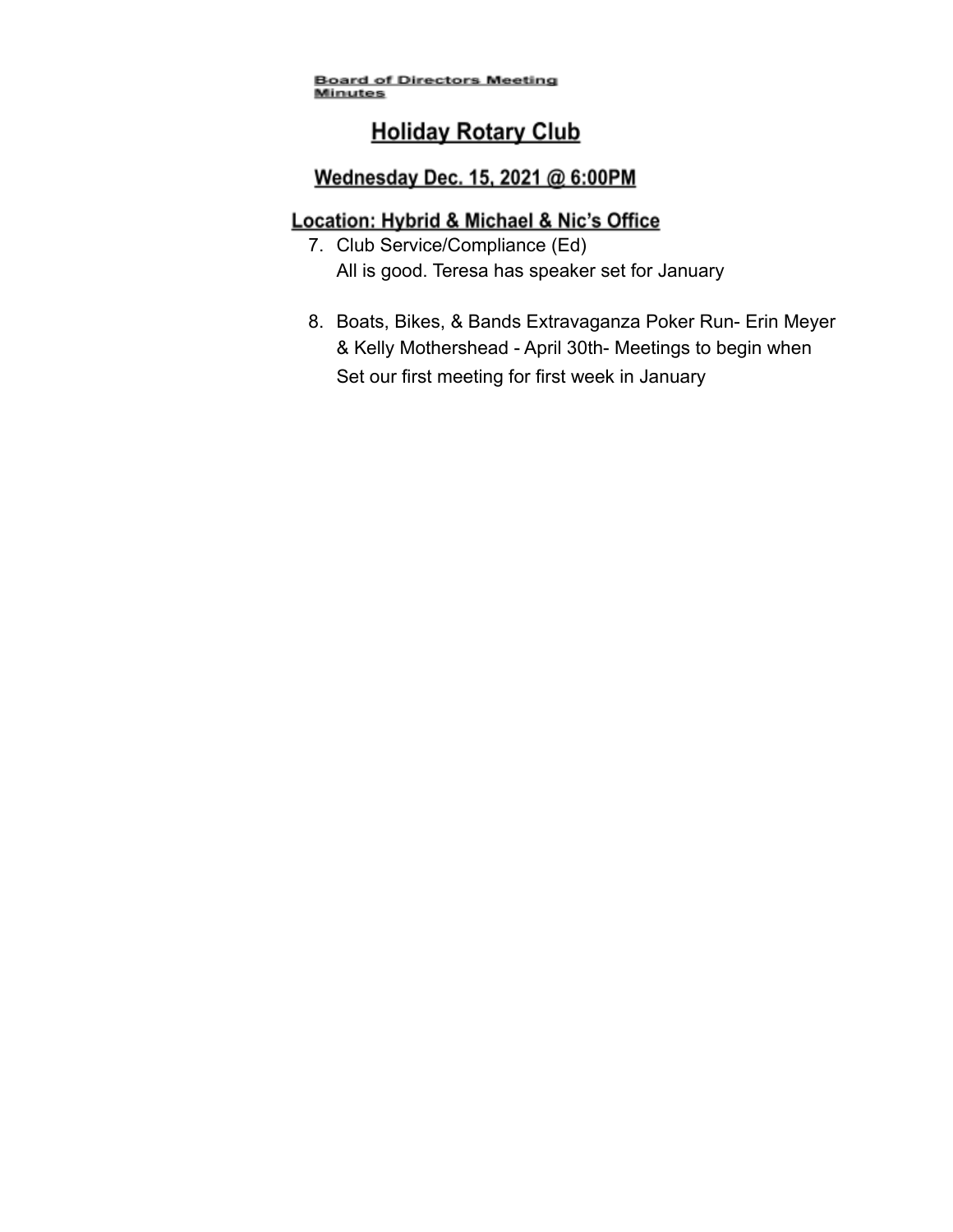**Board of Directors Meeting Minutes**

## Holiday Rotary Club

### Wednesday Dec. 15, 2021 @ 6:00PM

### Location: Hybrid & Michael & Nic's Office

7. Club Service/Compliance (Ed)
   All is good. Teresa has speaker set for January

8. Boats, Bikes, & Bands Extravaganza Poker Run- Erin Meyer & Kelly Mothershead - April 30th- Meetings to begin when
   Set our first meeting for first week in January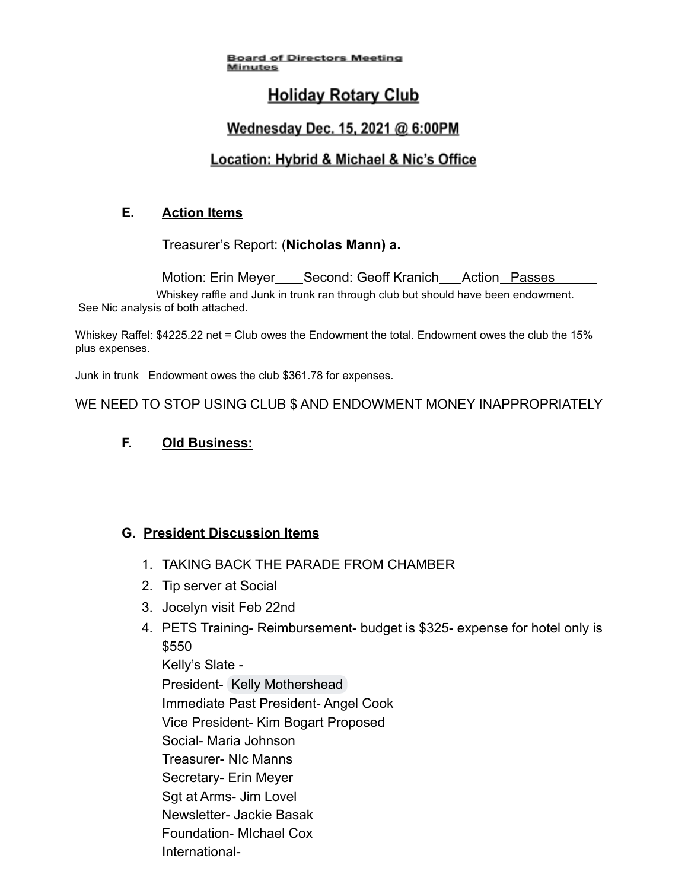**Board of Directors Meeting Minutes**

# Holiday Rotary Club

## Wednesday Dec. 15, 2021 @ 6:00PM

## Location: Hybrid & Michael & Nic's Office

### E. Action Items

Treasurer's Report: (**Nicholas Mann) a.**

Motion: Erin Meyer____Second: Geoff Kranich___Action__Passes______

Whiskey raffle and Junk in trunk ran through club but should have been endowment. See Nic analysis of both attached.

Whiskey Raffel: $4225.22 net = Club owes the Endowment the total. Endowment owes the club the 15% plus expenses.

Junk in trunk Endowment owes the club $361.78 for expenses.

WE NEED TO STOP USING CLUB $ AND ENDOWMENT MONEY INAPPROPRIATELY

### F. Old Business:

### G. President Discussion Items

1. TAKING BACK THE PARADE FROM CHAMBER
2. Tip server at Social
3. Jocelyn visit Feb 22nd
4. PETS Training- Reimbursement- budget is $325- expense for hotel only is $550

   Kelly's Slate -

   President- Kelly Mothershead

   Immediate Past President- Angel Cook

   Vice President- Kim Bogart Proposed

   Social- Maria Johnson

   Treasurer- NIc Manns

   Secretary- Erin Meyer

   Sgt at Arms- Jim Lovel

   Newsletter- Jackie Basak

   Foundation- MIchael Cox

   International-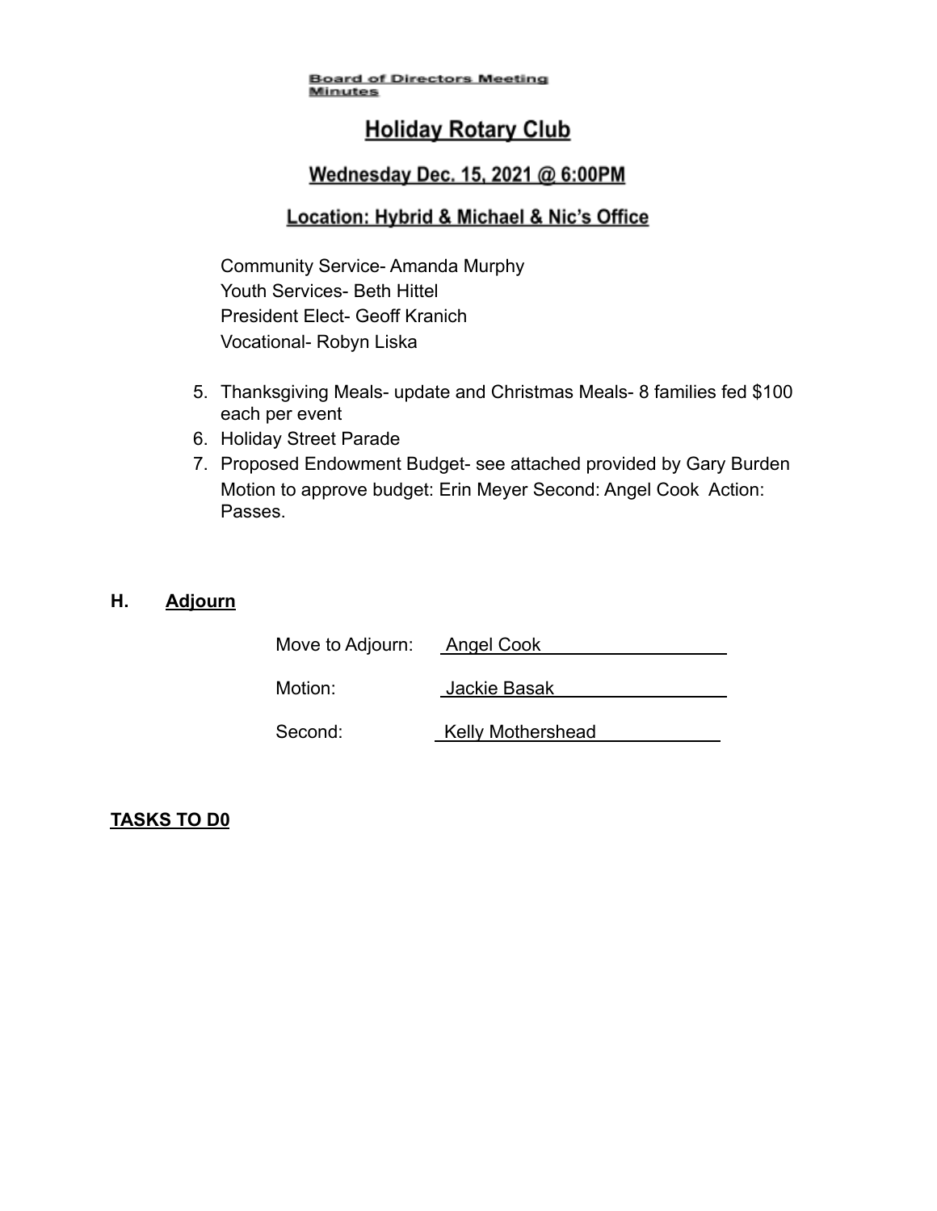Community Service- Amanda Murphy
Youth Services- Beth Hittel
President Elect- Geoff Kranich
Vocational- Robyn Liska

5. Thanksgiving Meals- update and Christmas Meals- 8 families fed $100 each per event
6. Holiday Street Parade
7. Proposed Endowment Budget- see attached provided by Gary Burden
   Motion to approve budget: Erin Meyer Second: Angel Cook Action: Passes.

## H. Adjourn

Move to Adjourn: Angel Cook

Motion: Jackie Basak

Second: Kelly Mothershead

**TASKS TO D0**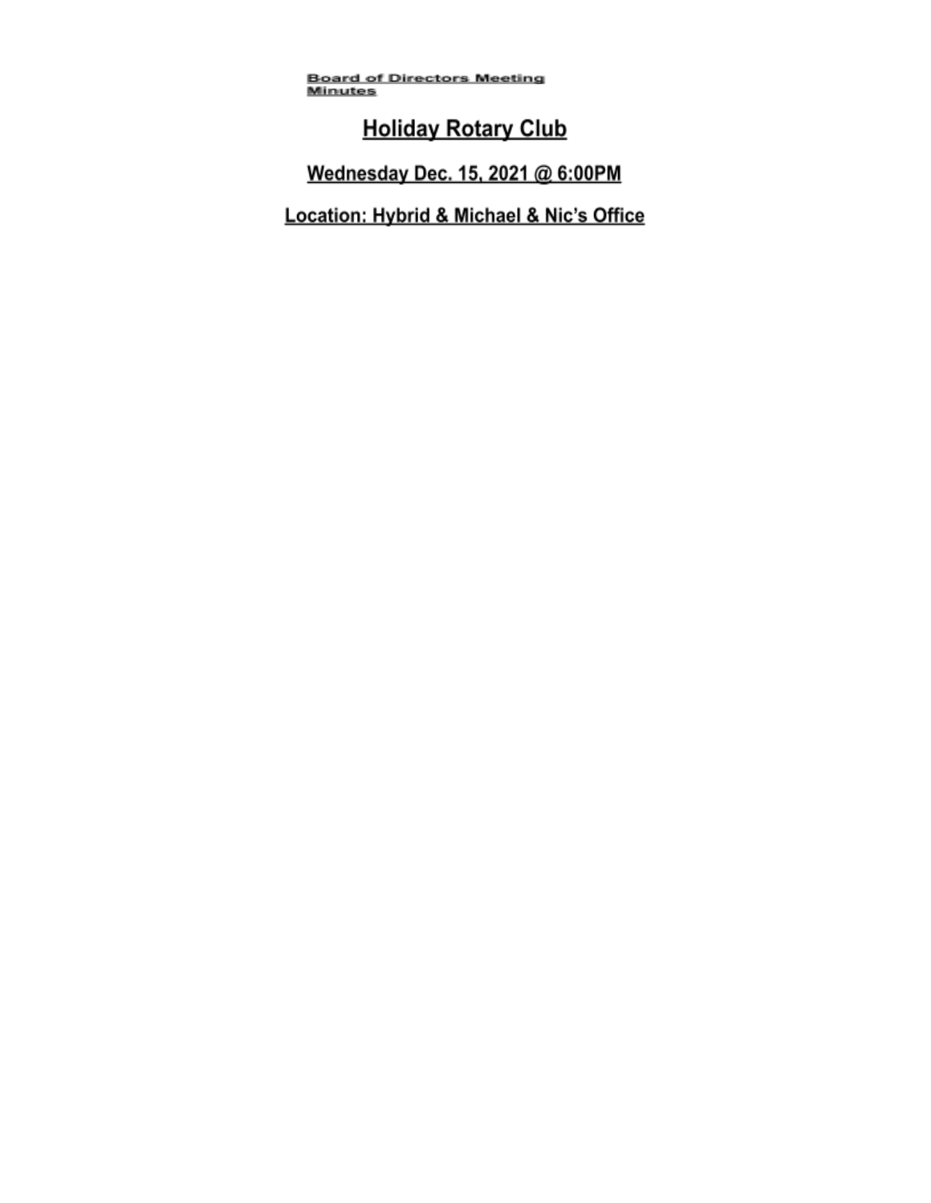Board of Directors Meeting Minutes

## Holiday Rotary Club

### Wednesday Dec. 15, 2021 @ 6:00PM

### Location: Hybrid & Michael & Nic's Office